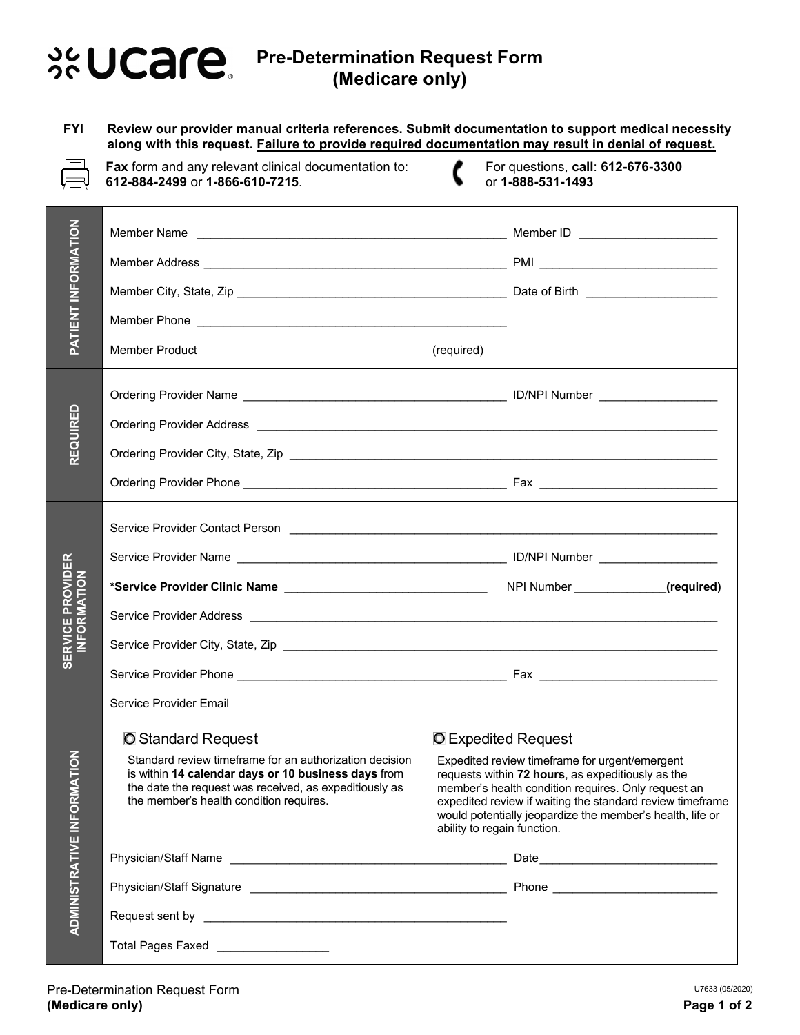# ucare — Pre-Determination Request Form (Medicare only)

**FYI** **Review our provider manual criteria references. Submit documentation to support medical necessity along with this request. Failure to provide required documentation may result in denial of request.**

**Fax** form and any relevant clinical documentation to: **612-884-2499** or **1-866-610-7215**.

For questions, **call**: **612-676-3300** or **1-888-531-1493**

## PATIENT INFORMATION

Member Name ______________________________ Member ID ____________________

Member Address ______________________________ PMI ____________________

Member City, State, Zip ______________________________ Date of Birth ____________________

Member Phone ______________________________

Member Product (required)

## REQUIRED

Ordering Provider Name ______________________________ ID/NPI Number ____________________

Ordering Provider Address ______________________________

Ordering Provider City, State, Zip ______________________________

Ordering Provider Phone ______________________________ Fax ____________________

## SERVICE PROVIDER INFORMATION

Service Provider Contact Person ______________________________

Service Provider Name ______________________________ ID/NPI Number ____________________

**\*Service Provider Clinic Name** ______________________________ NPI Number ______________ **(required)**

Service Provider Address ______________________________

Service Provider City, State, Zip ______________________________

Service Provider Phone ______________________________ Fax ____________________

Service Provider Email ______________________________

## ADMINISTRATIVE INFORMATION

○ Standard Request

Standard review timeframe for an authorization decision is within **14 calendar days or 10 business days** from the date the request was received, as expeditiously as the member's health condition requires.

○ Expedited Request

Expedited review timeframe for urgent/emergent requests within **72 hours**, as expeditiously as the member's health condition requires. Only request an expedited review if waiting the standard review timeframe would potentially jeopardize the member's health, life or ability to regain function.

Physician/Staff Name ______________________________ Date ____________________

Physician/Staff Signature ______________________________ Phone ____________________

Request sent by ______________________________

Total Pages Faxed ________________

U7633 (05/2020)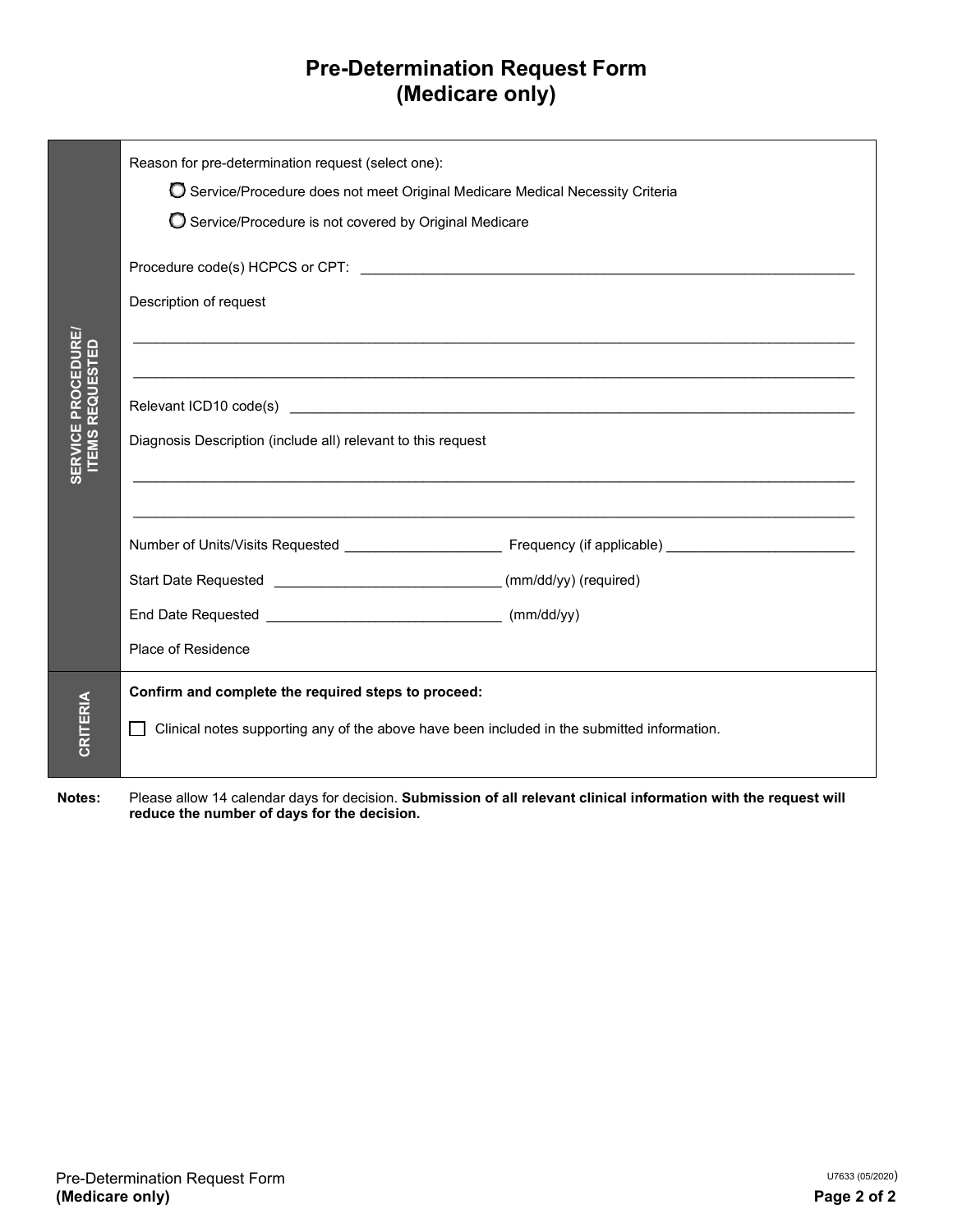# Pre-Determination Request Form
# (Medicare only)

**SERVICE PROCEDURE/ ITEMS REQUESTED**

Reason for pre-determination request (select one):

- ○ Service/Procedure does not meet Original Medicare Medical Necessity Criteria
- ○ Service/Procedure is not covered by Original Medicare

Procedure code(s) HCPCS or CPT: ____________________________________________

Description of request

______________________________________________________________________________

______________________________________________________________________________

Relevant ICD10 code(s) ____________________________________________

Diagnosis Description (include all) relevant to this request

______________________________________________________________________________

______________________________________________________________________________

Number of Units/Visits Requested ____________________ Frequency (if applicable) ________________________

Start Date Requested ____________________________ (mm/dd/yy) (required)

End Date Requested ______________________________ (mm/dd/yy)

Place of Residence

**CRITERIA**

**Confirm and complete the required steps to proceed:**

☐ Clinical notes supporting any of the above have been included in the submitted information.

**Notes:** Please allow 14 calendar days for decision. **Submission of all relevant clinical information with the request will reduce the number of days for the decision.**

U7633 (05/2020)